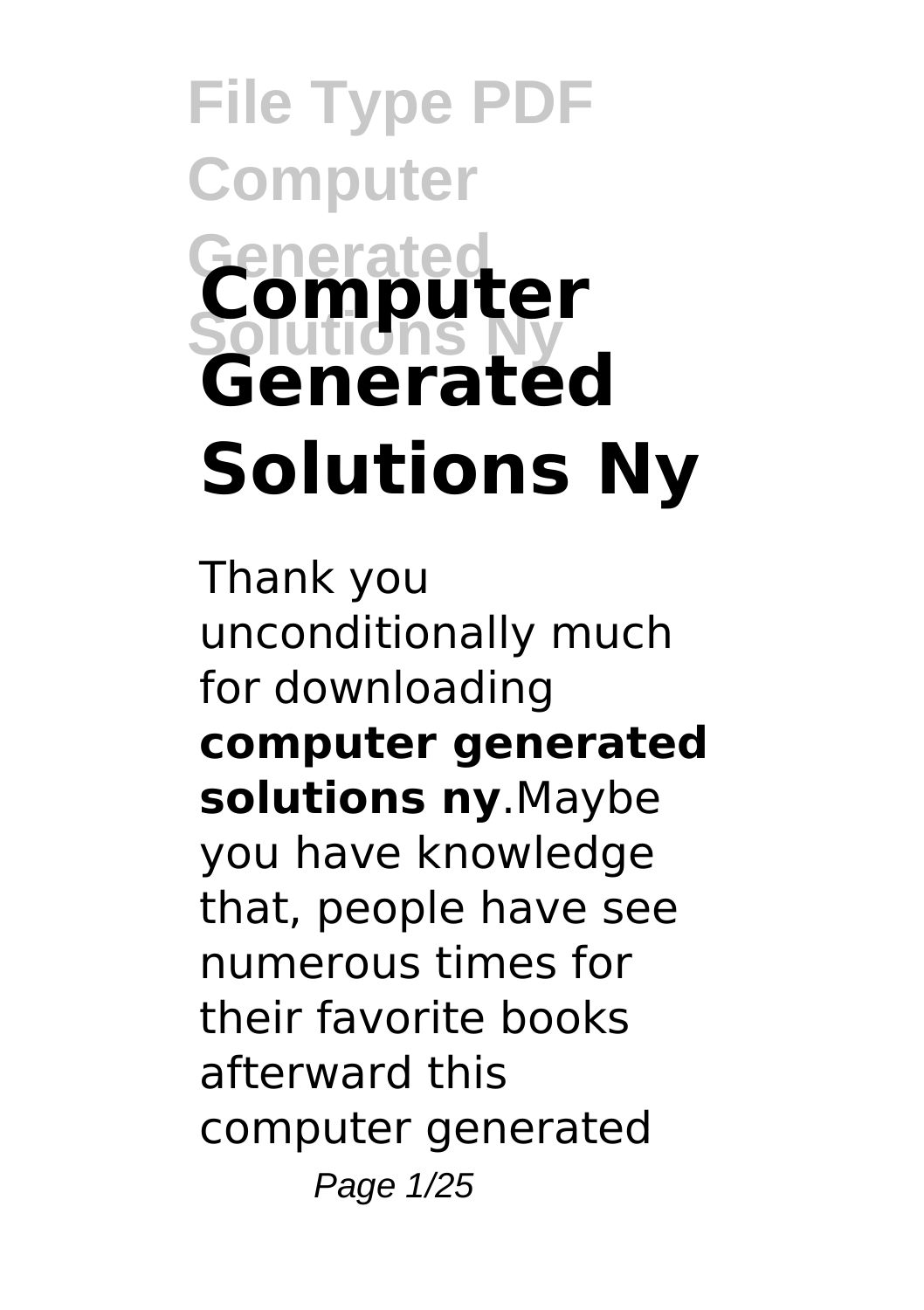# Computer Generated Solutions Ny

Thank you unconditionally much for downloading **computer generated solutions ny**.Maybe you have knowledge that, people have see numerous times for their favorite books afterward this computer generated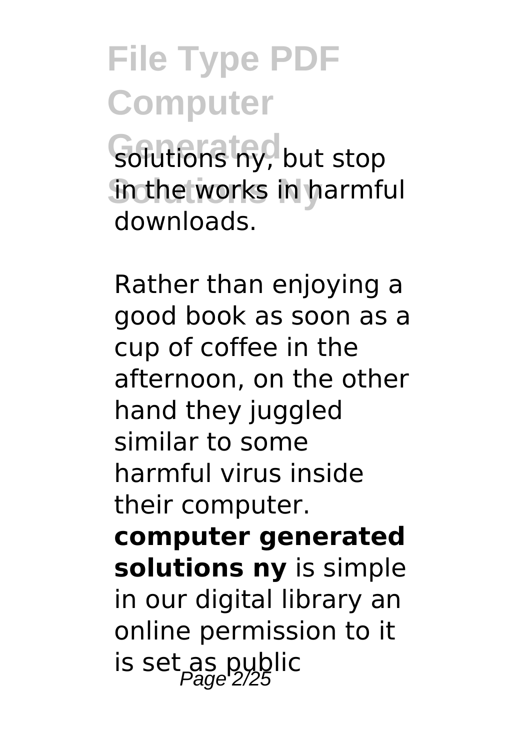solutions ny, but stop in the works in harmful downloads.

Rather than enjoying a good book as soon as a cup of coffee in the afternoon, on the other hand they juggled similar to some harmful virus inside their computer. **computer generated solutions ny** is simple in our digital library an online permission to it is set as public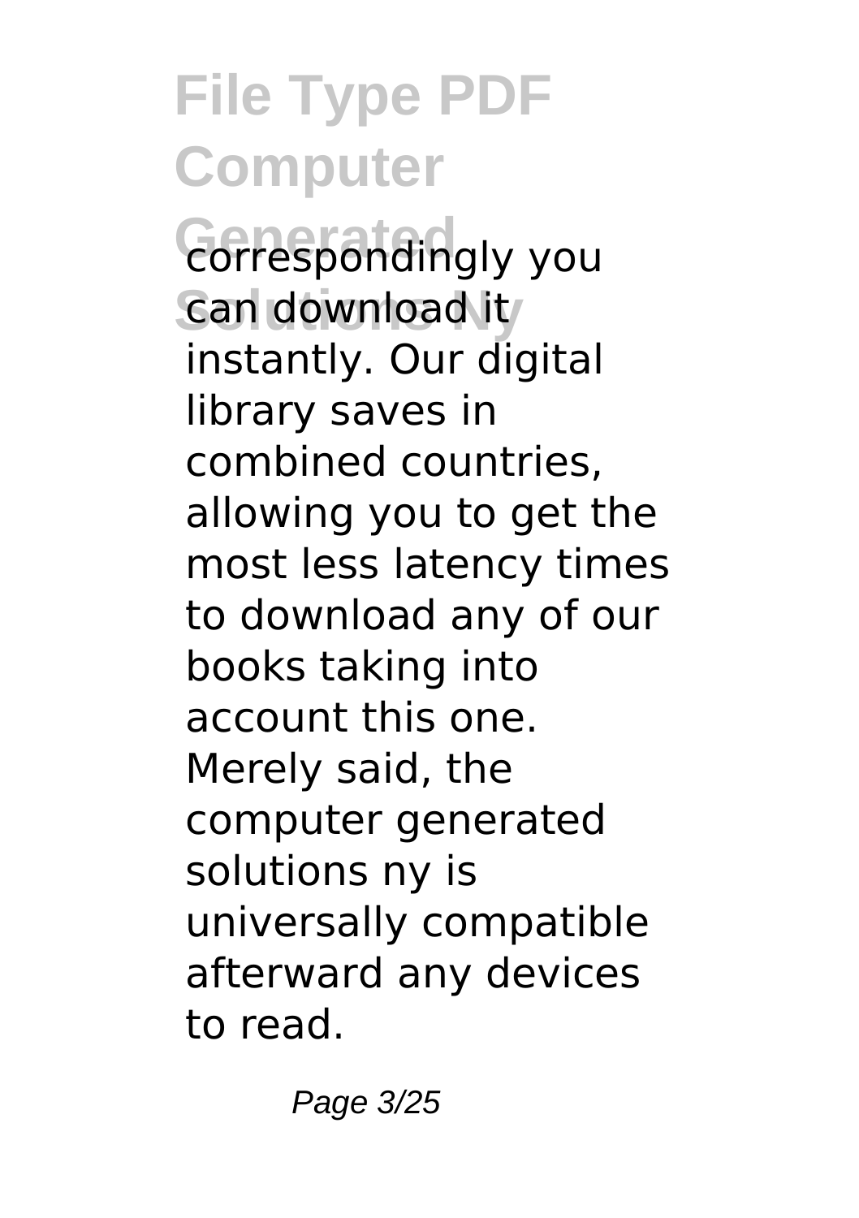correspondingly you can download it instantly. Our digital library saves in combined countries, allowing you to get the most less latency times to download any of our books taking into account this one. Merely said, the computer generated solutions ny is universally compatible afterward any devices to read.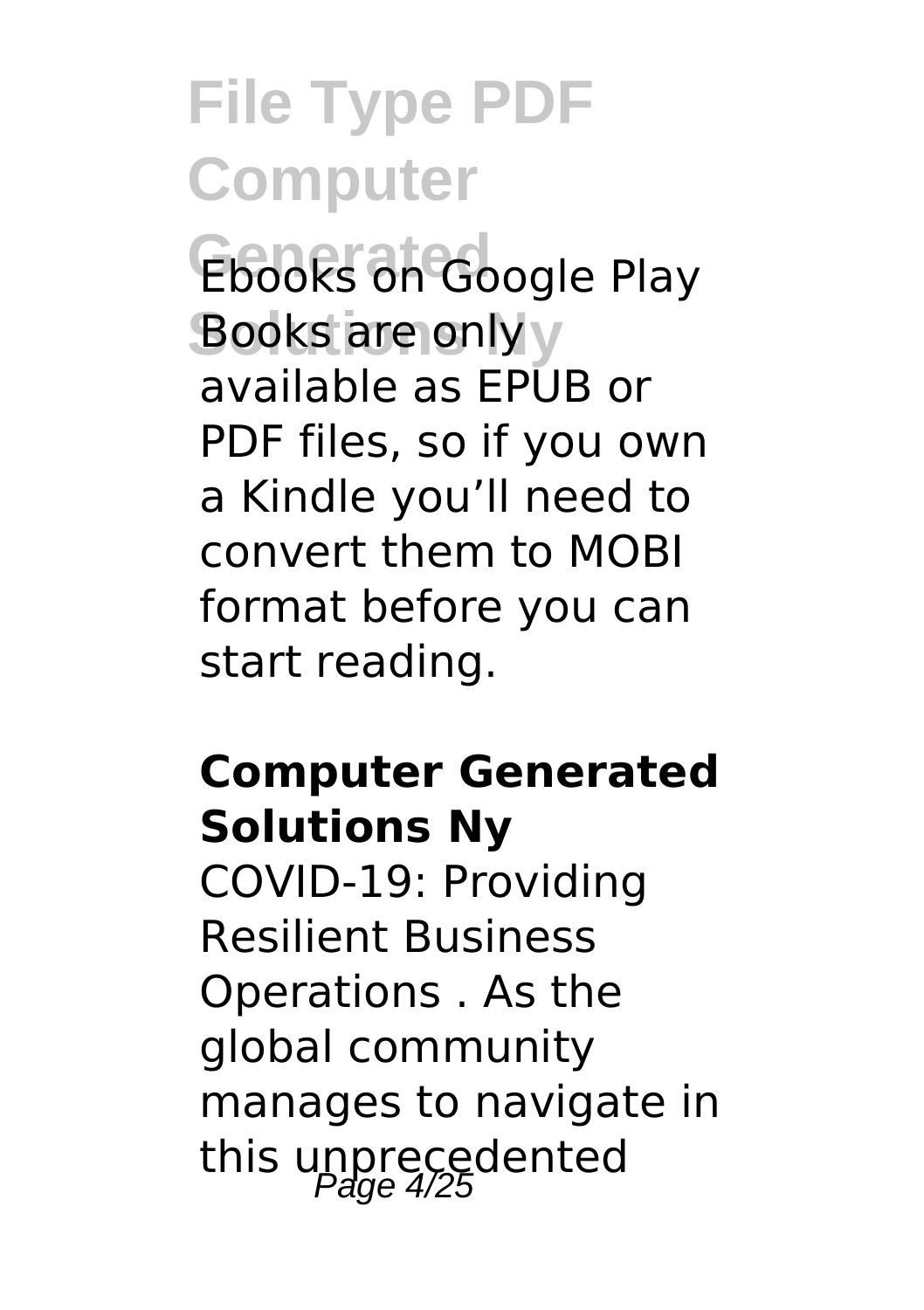Ebooks on Google Play Books are only available as EPUB or PDF files, so if you own a Kindle you'll need to convert them to MOBI format before you can start reading.

**Computer Generated Solutions Ny**

COVID-19: Providing Resilient Business Operations . As the global community manages to navigate in this unprecedented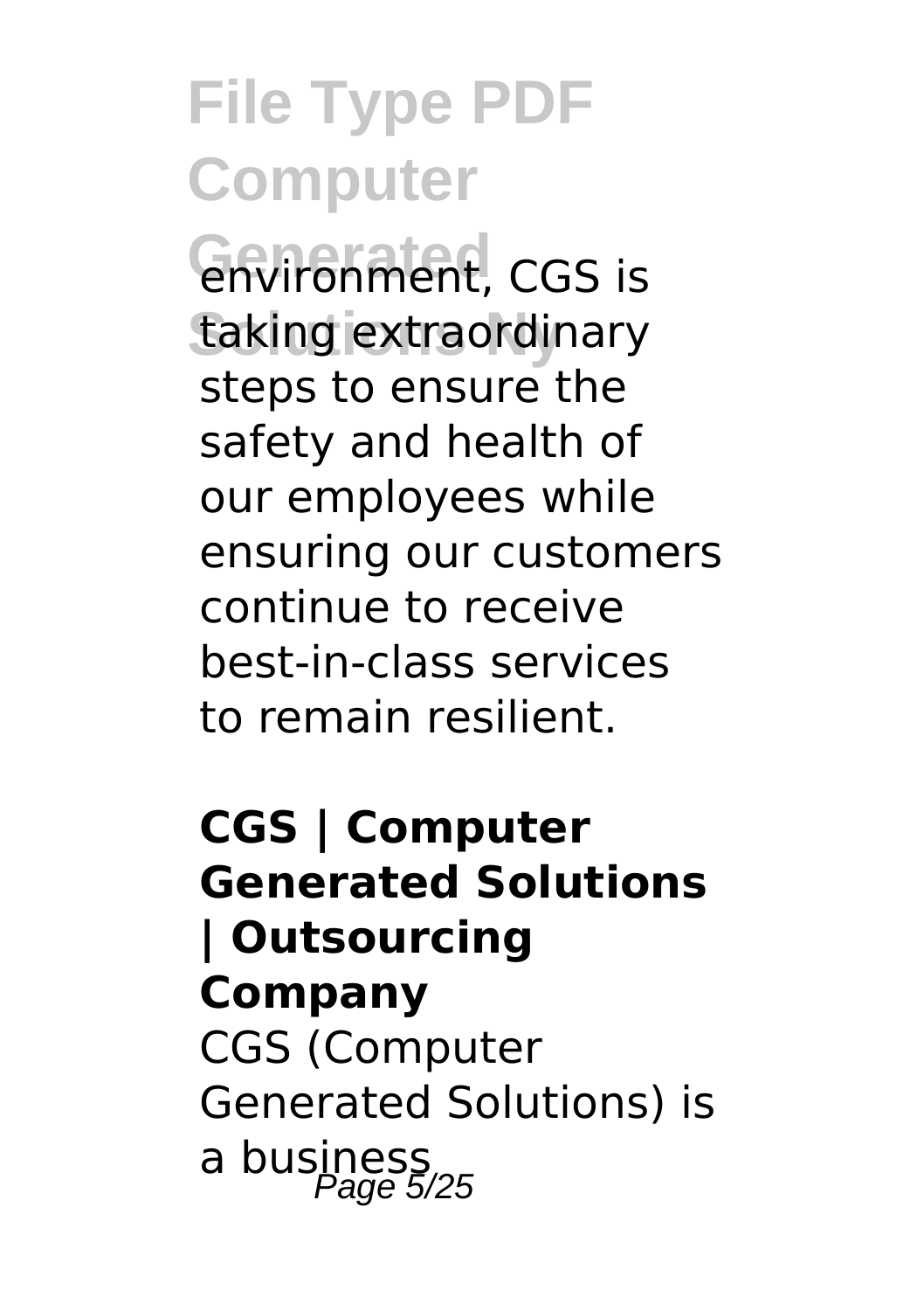environment, CGS is taking extraordinary steps to ensure the safety and health of our employees while ensuring our customers continue to receive best-in-class services to remain resilient.

**CGS | Computer Generated Solutions | Outsourcing Company**

CGS (Computer Generated Solutions) is a business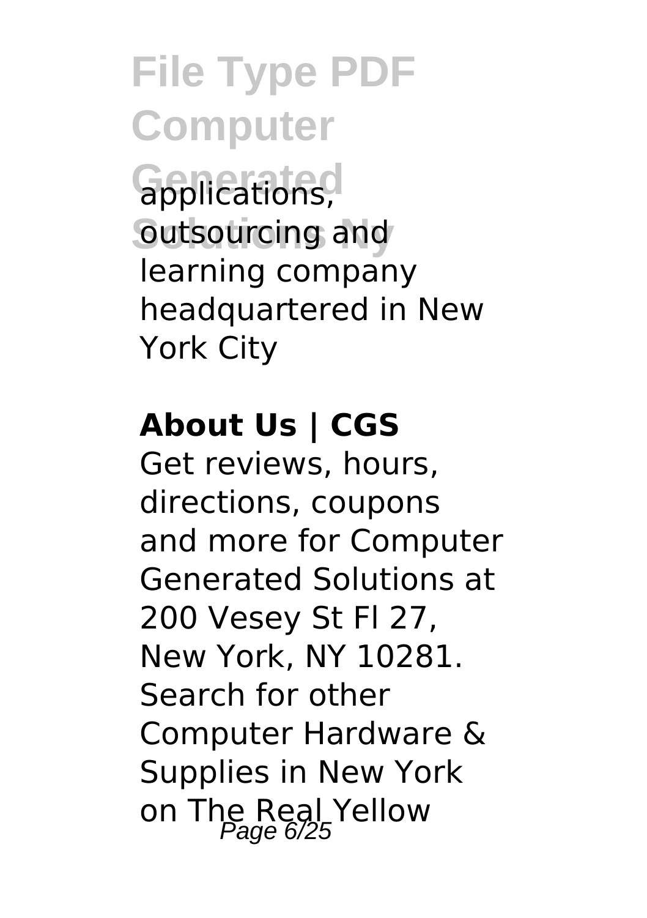applications, outsourcing and learning company headquartered in New York City

**About Us | CGS**

Get reviews, hours, directions, coupons and more for Computer Generated Solutions at 200 Vesey St Fl 27, New York, NY 10281. Search for other Computer Hardware & Supplies in New York on The Real Yellow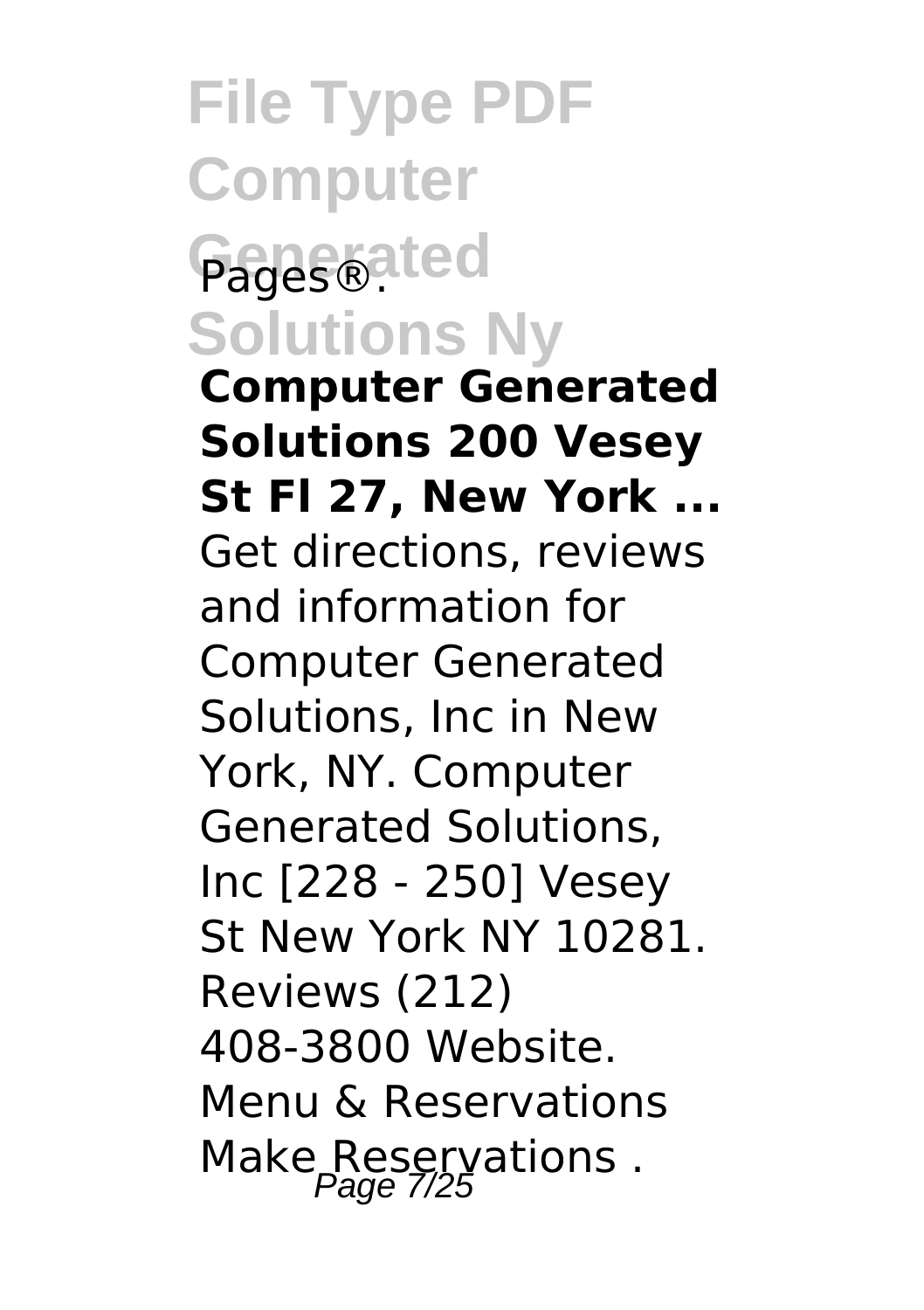Pages®.

**Computer Generated Solutions 200 Vesey St Fl 27, New York ...**

Get directions, reviews and information for Computer Generated Solutions, Inc in New York, NY. Computer Generated Solutions, Inc [228 - 250] Vesey St New York NY 10281. Reviews (212) 408-3800 Website. Menu & Reservations Make Reservations .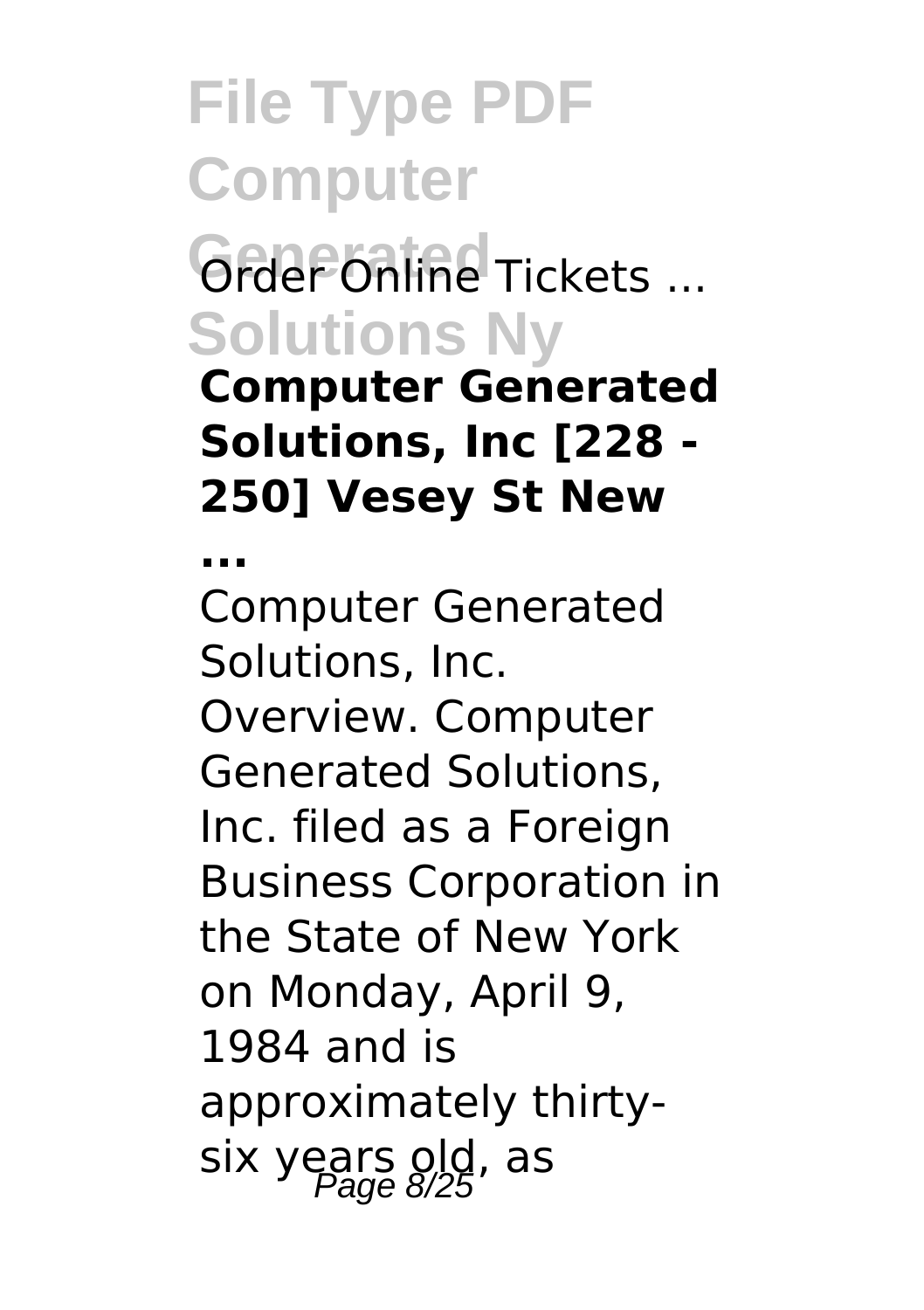Order Online Tickets ...

**Computer Generated Solutions, Inc [228 - 250] Vesey St New ...**

Computer Generated Solutions, Inc. Overview. Computer Generated Solutions, Inc. filed as a Foreign Business Corporation in the State of New York on Monday, April 9, 1984 and is approximately thirty-six years old, as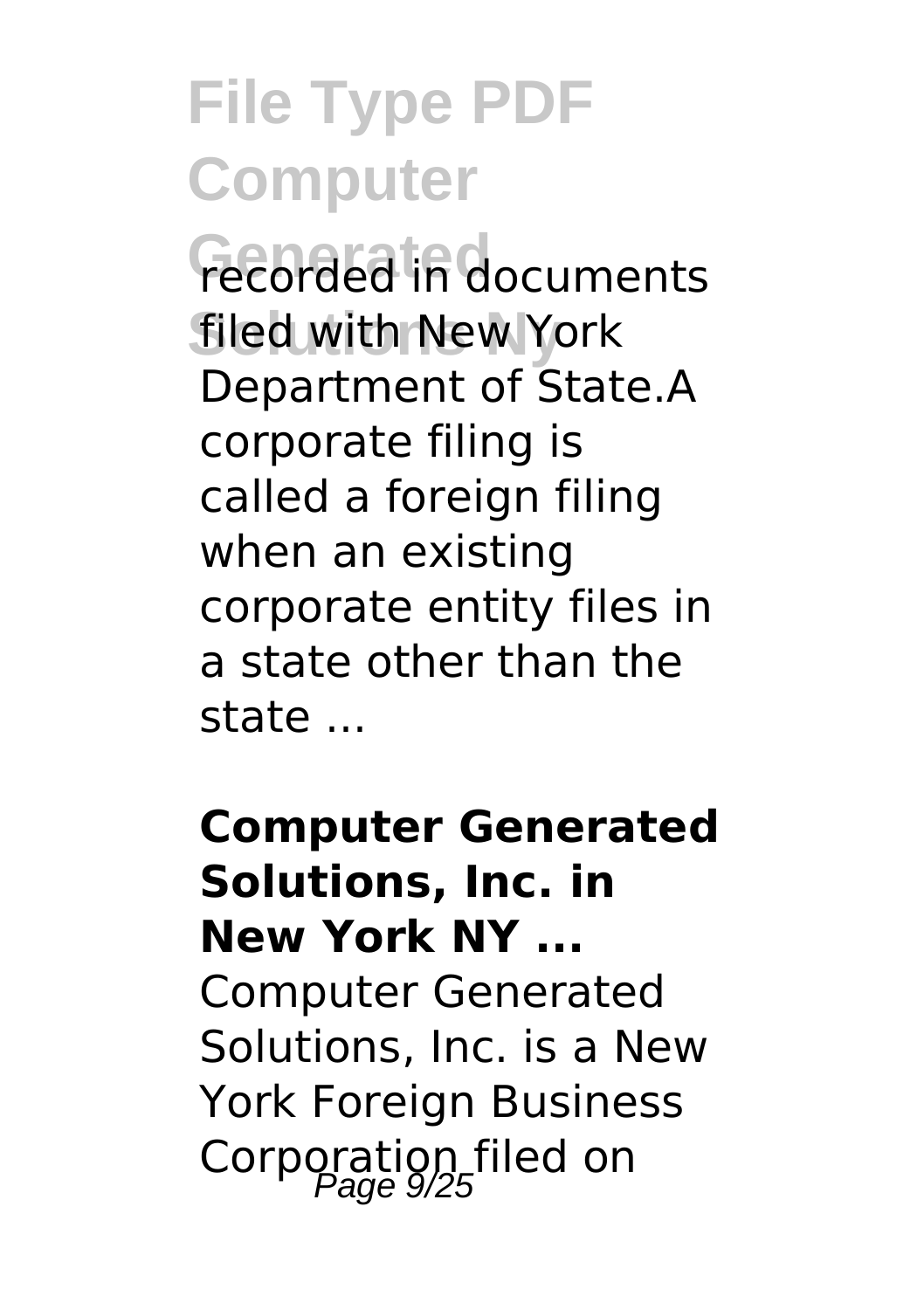recorded in documents filed with New York Department of State.A corporate filing is called a foreign filing when an existing corporate entity files in a state other than the state ...

**Computer Generated Solutions, Inc. in New York NY ...**

Computer Generated Solutions, Inc. is a New York Foreign Business Corporation filed on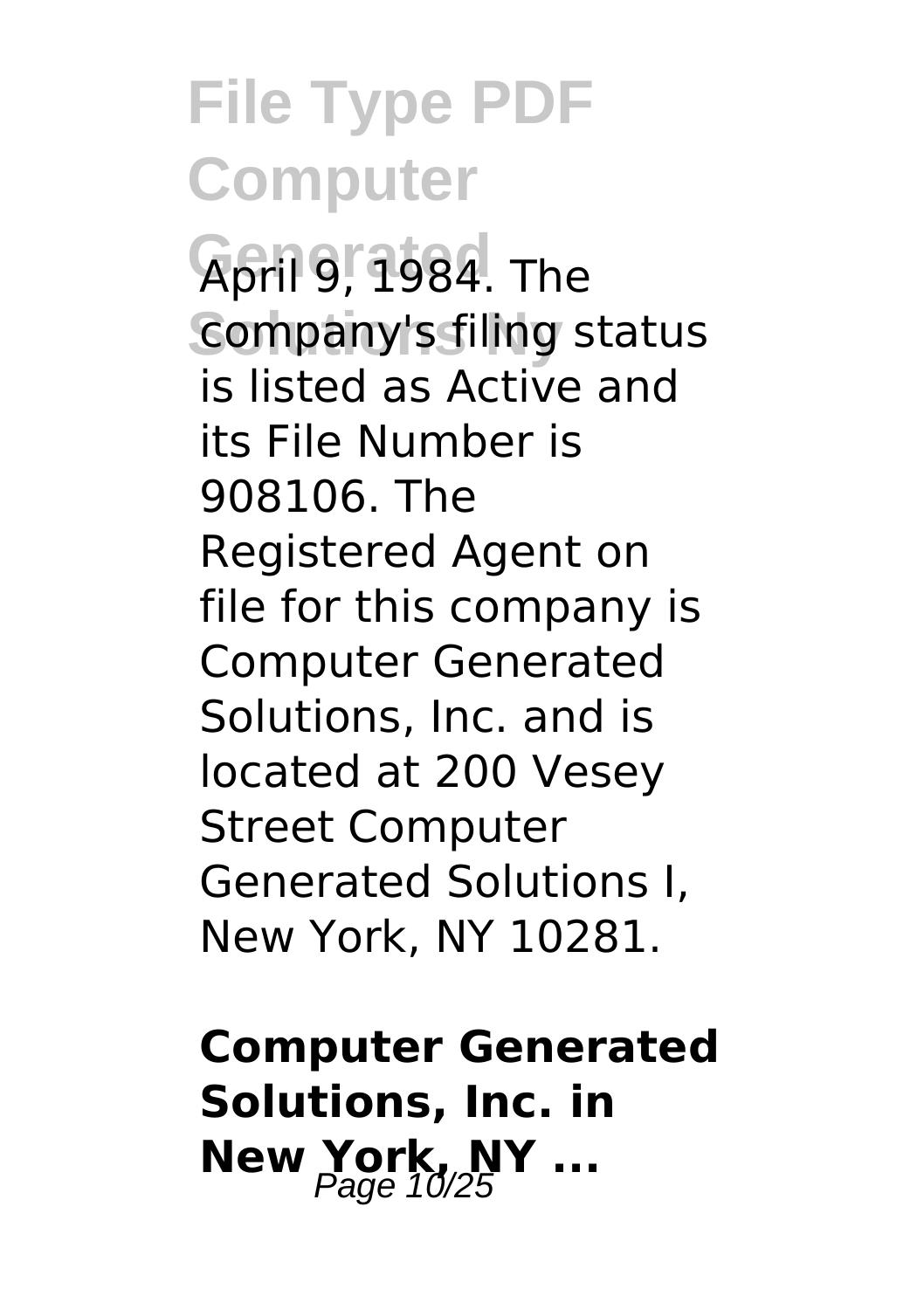April 9, 1984. The company's filing status is listed as Active and its File Number is 908106. The Registered Agent on file for this company is Computer Generated Solutions, Inc. and is located at 200 Vesey Street Computer Generated Solutions I, New York, NY 10281.

**Computer Generated Solutions, Inc. in New York, NY ...**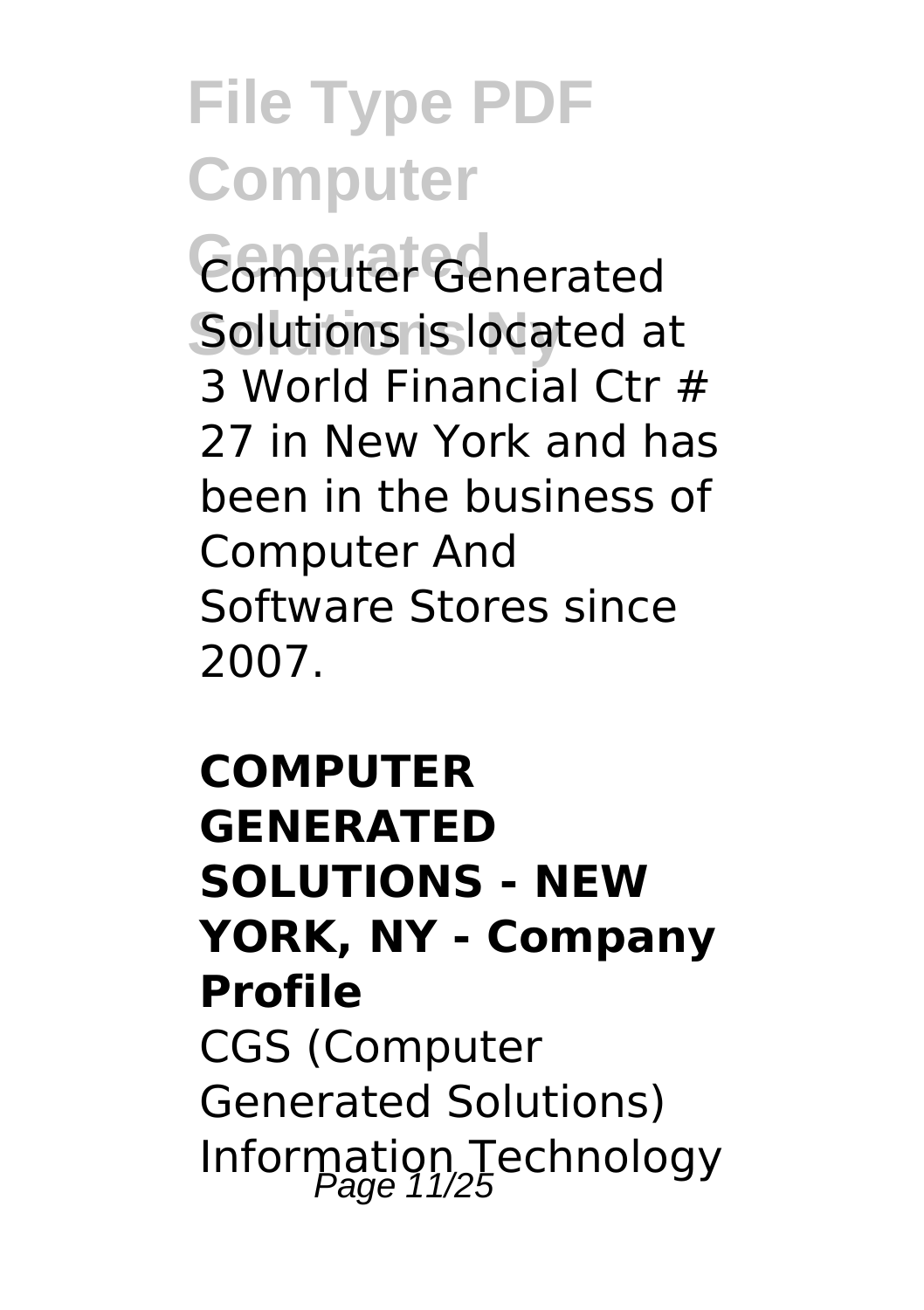Computer Generated Solutions is located at 3 World Financial Ctr # 27 in New York and has been in the business of Computer And Software Stores since 2007.

**COMPUTER GENERATED SOLUTIONS - NEW YORK, NY - Company Profile**

CGS (Computer Generated Solutions) Information Technology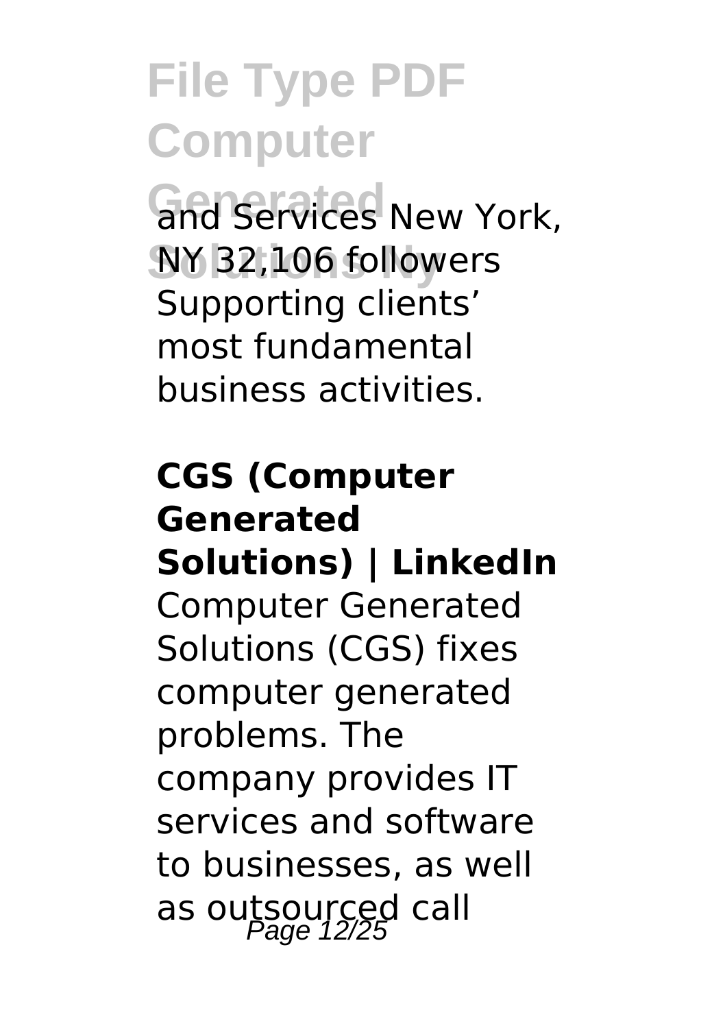and Services New York, NY 32,106 followers Supporting clients' most fundamental business activities.

**CGS (Computer Generated Solutions) | LinkedIn**

Computer Generated Solutions (CGS) fixes computer generated problems. The company provides IT services and software to businesses, as well as outsourced call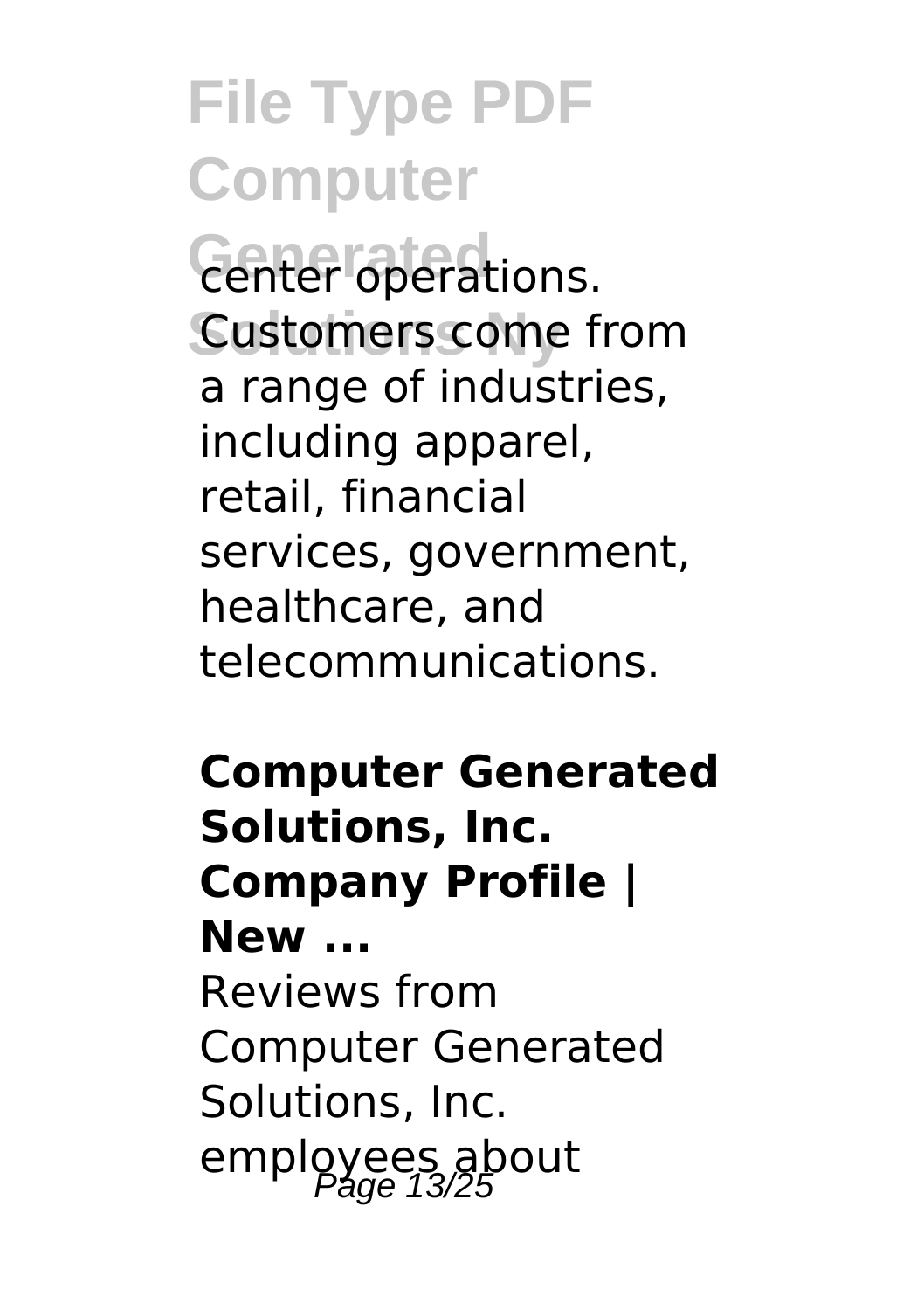center operations. Customers come from a range of industries, including apparel, retail, financial services, government, healthcare, and telecommunications.

**Computer Generated Solutions, Inc. Company Profile | New ...**

Reviews from Computer Generated Solutions, Inc. employees about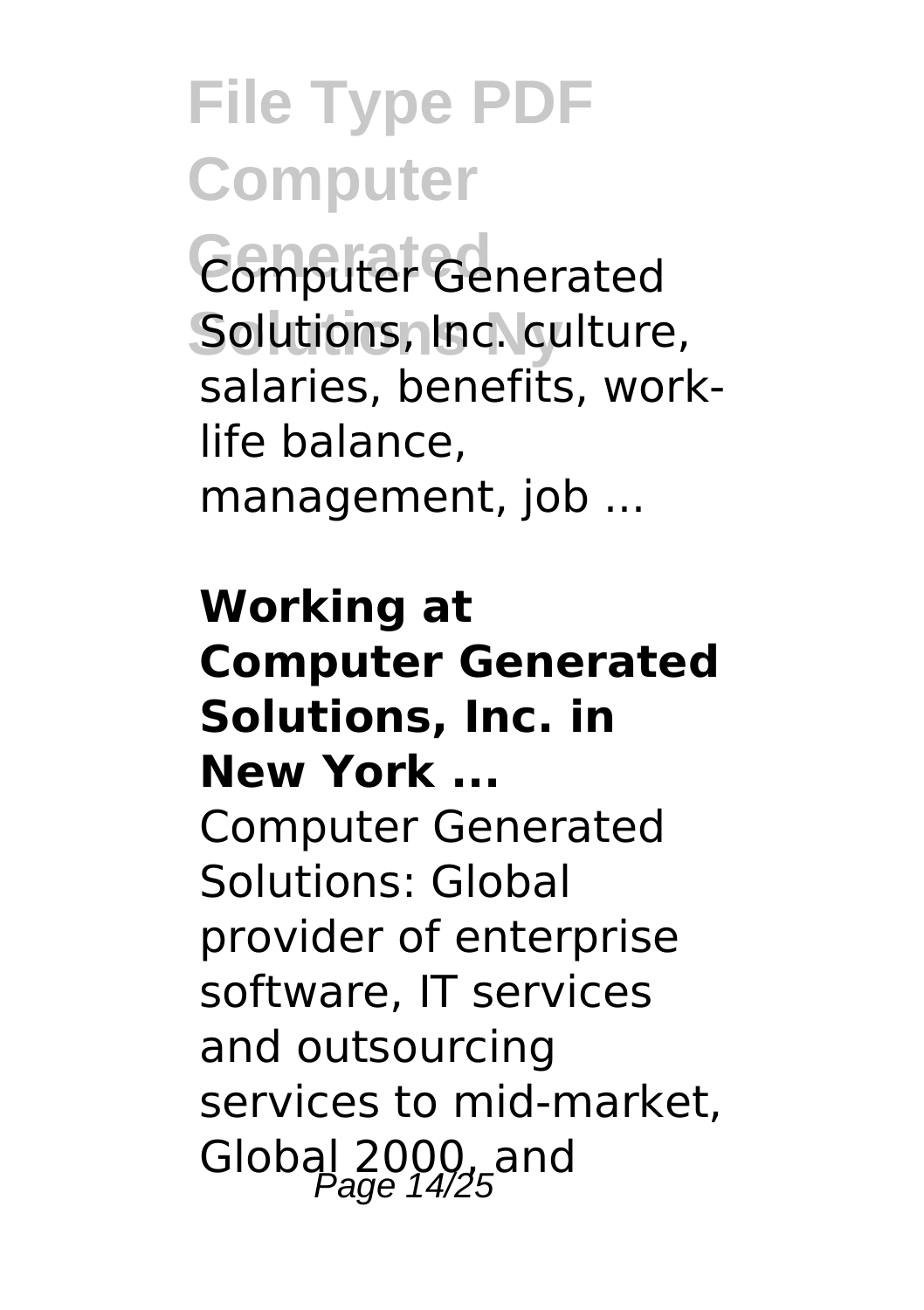Computer Generated Solutions, Inc. culture, salaries, benefits, work-life balance, management, job ...

**Working at Computer Generated Solutions, Inc. in New York ...**

Computer Generated Solutions: Global provider of enterprise software, IT services and outsourcing services to mid-market, Global 2000, and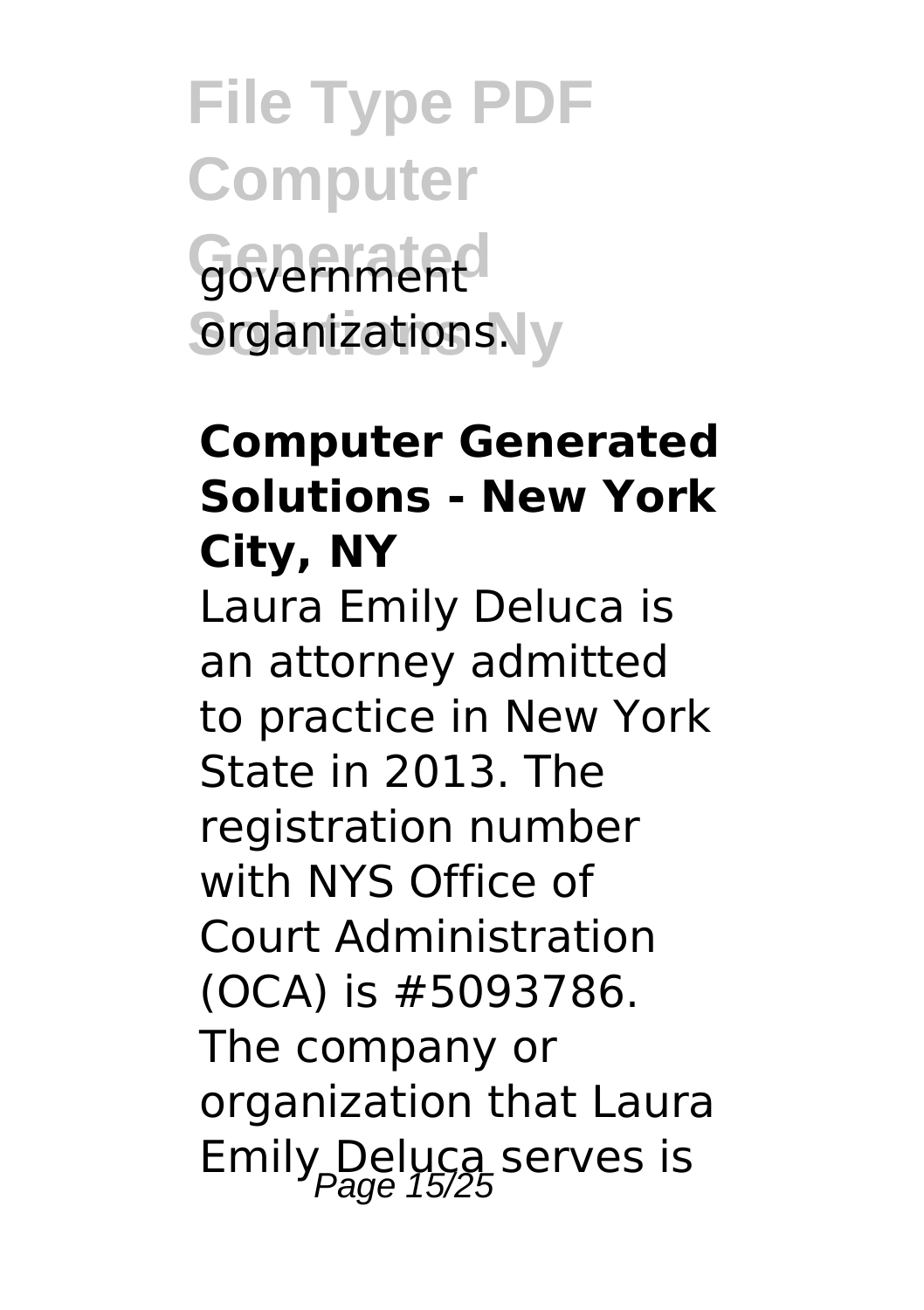government organizations.

**Computer Generated Solutions - New York City, NY**

Laura Emily Deluca is an attorney admitted to practice in New York State in 2013. The registration number with NYS Office of Court Administration (OCA) is #5093786. The company or organization that Laura Emily Deluca serves is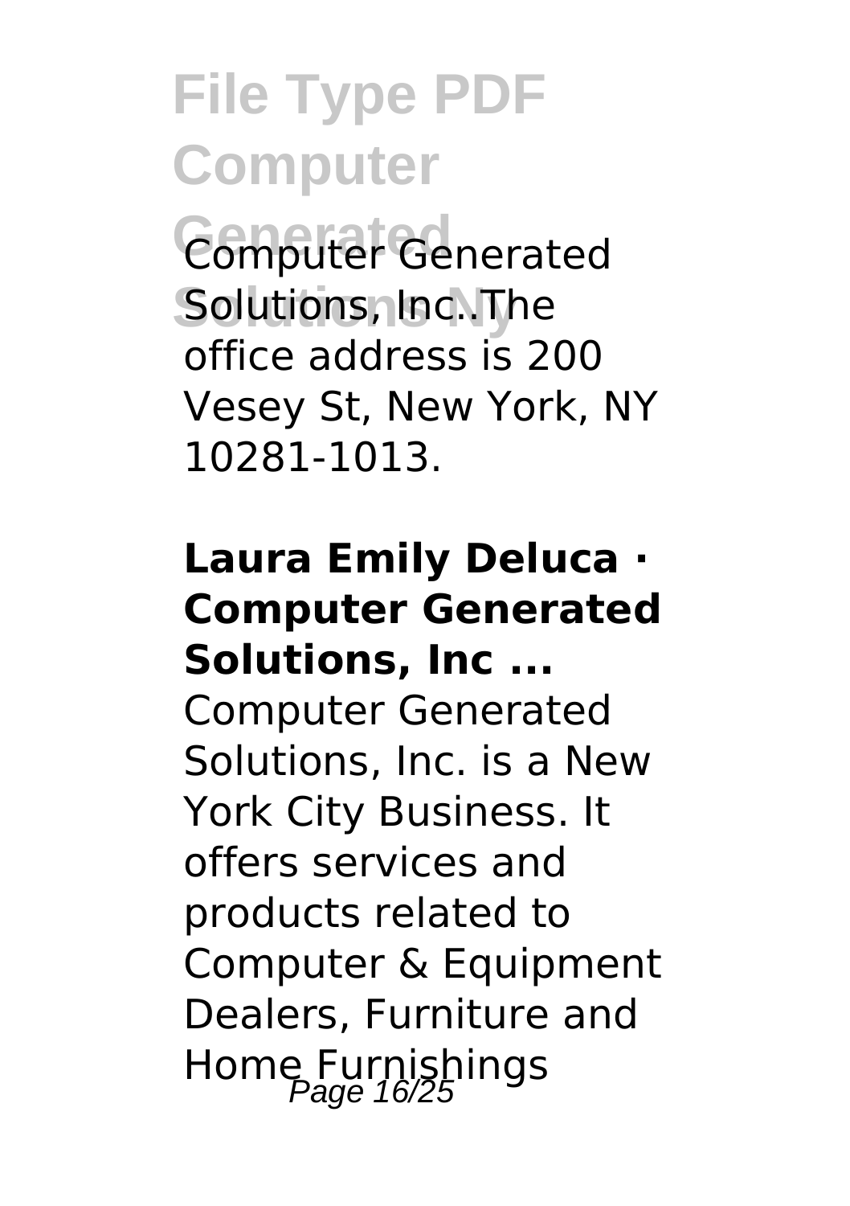Computer Generated Solutions, Inc..The office address is 200 Vesey St, New York, NY 10281-1013.

**Laura Emily Deluca · Computer Generated Solutions, Inc ...**

Computer Generated Solutions, Inc. is a New York City Business. It offers services and products related to Computer & Equipment Dealers, Furniture and Home Furnishings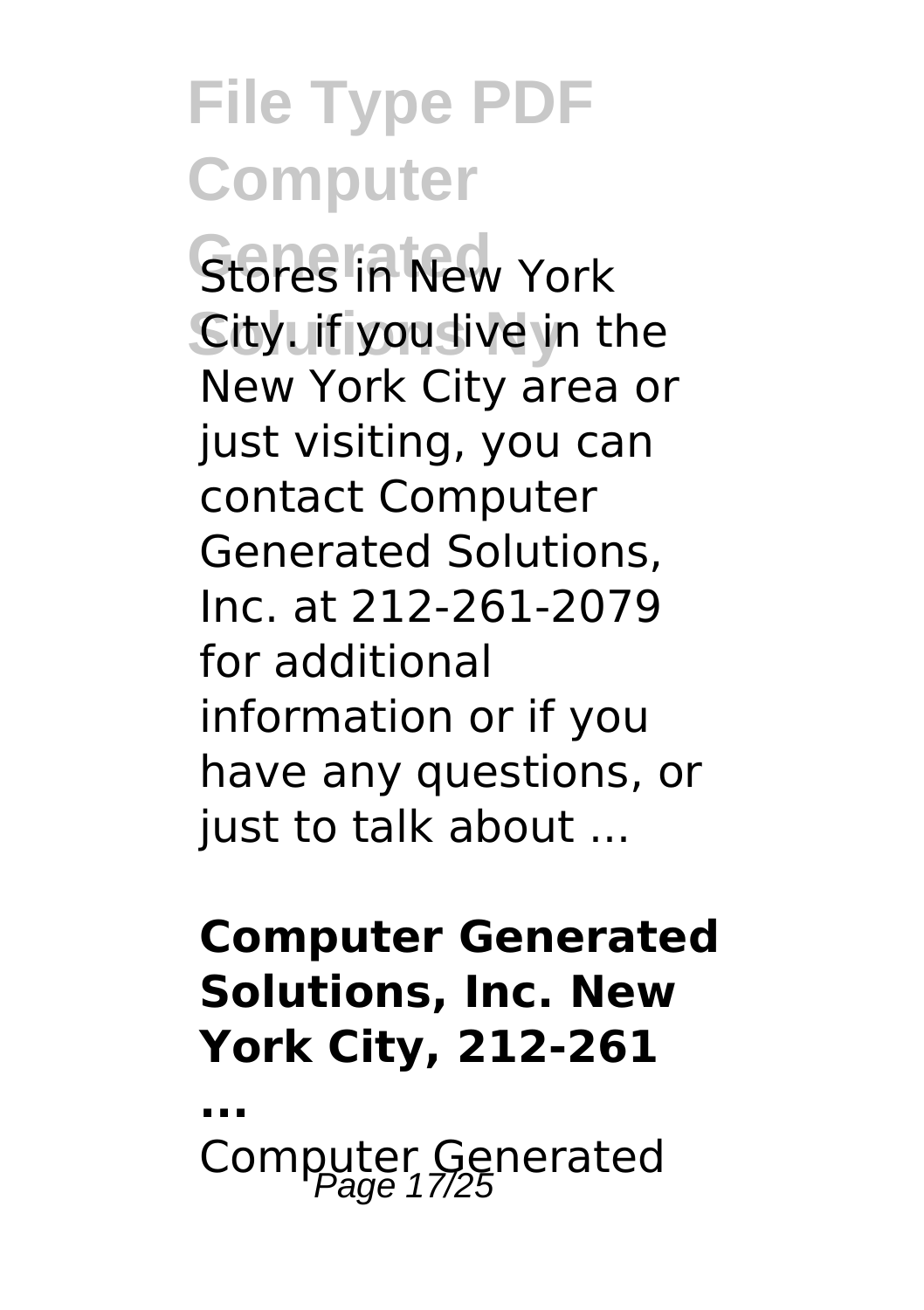Stores in New York City. if you live in the New York City area or just visiting, you can contact Computer Generated Solutions, Inc. at 212-261-2079 for additional information or if you have any questions, or just to talk about ...

**Computer Generated Solutions, Inc. New York City, 212-261 ...**

Computer Generated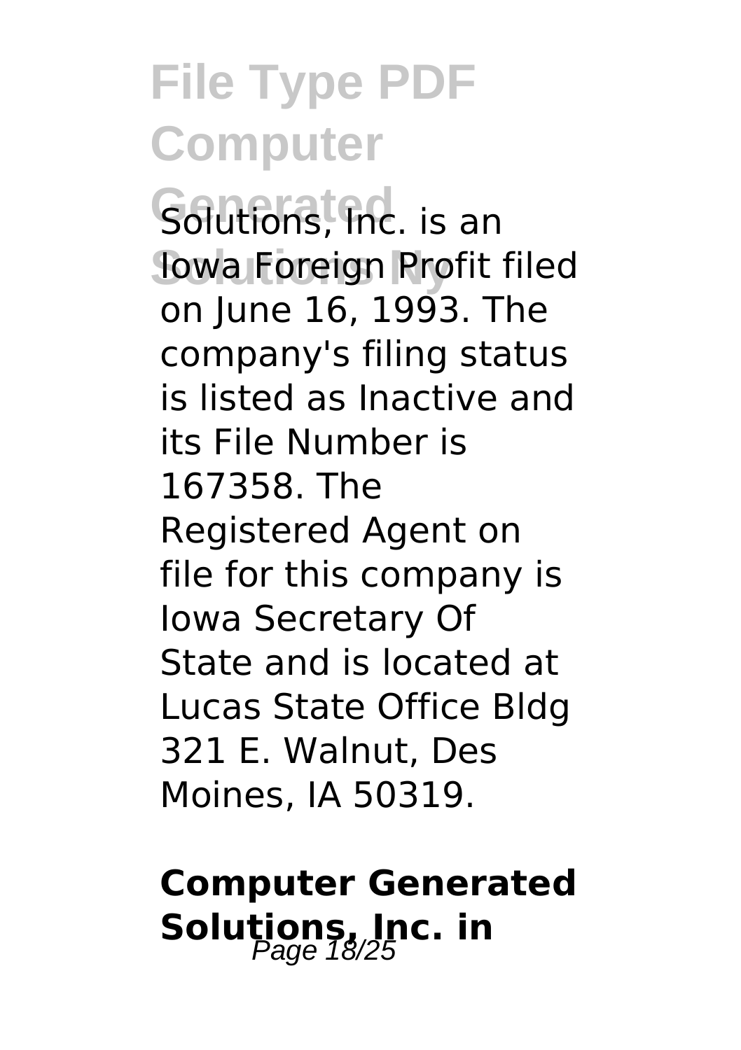Solutions, Inc. is an Iowa Foreign Profit filed on June 16, 1993. The company's filing status is listed as Inactive and its File Number is 167358. The Registered Agent on file for this company is Iowa Secretary Of State and is located at Lucas State Office Bldg 321 E. Walnut, Des Moines, IA 50319.

## Computer Generated Solutions, Inc. in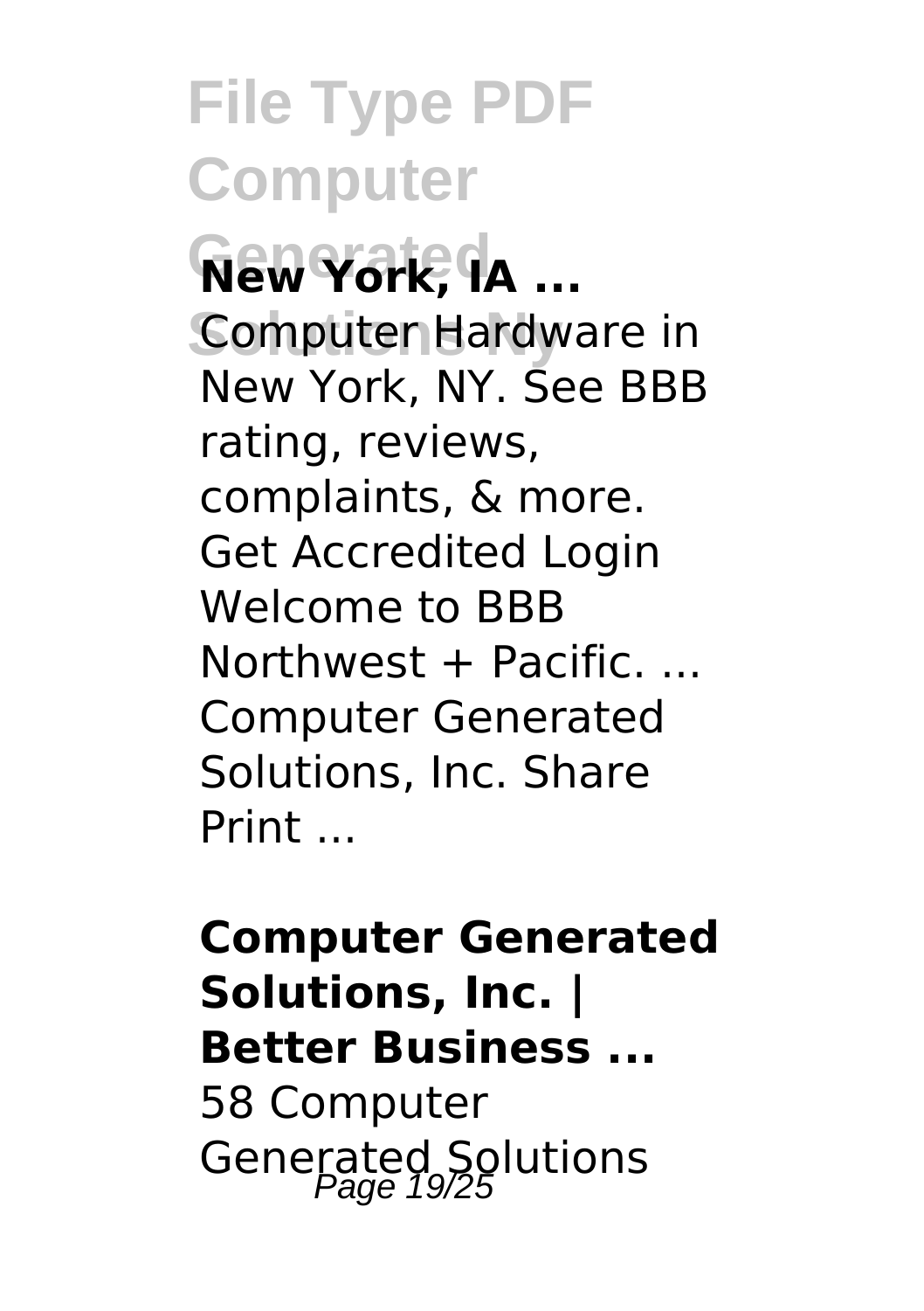**New York, IA ...**

Computer Hardware in New York, NY. See BBB rating, reviews, complaints, & more. Get Accredited Login Welcome to BBB Northwest + Pacific. ... Computer Generated Solutions, Inc. Share Print ...

**Computer Generated Solutions, Inc. | Better Business ...**

58 Computer Generated Solutions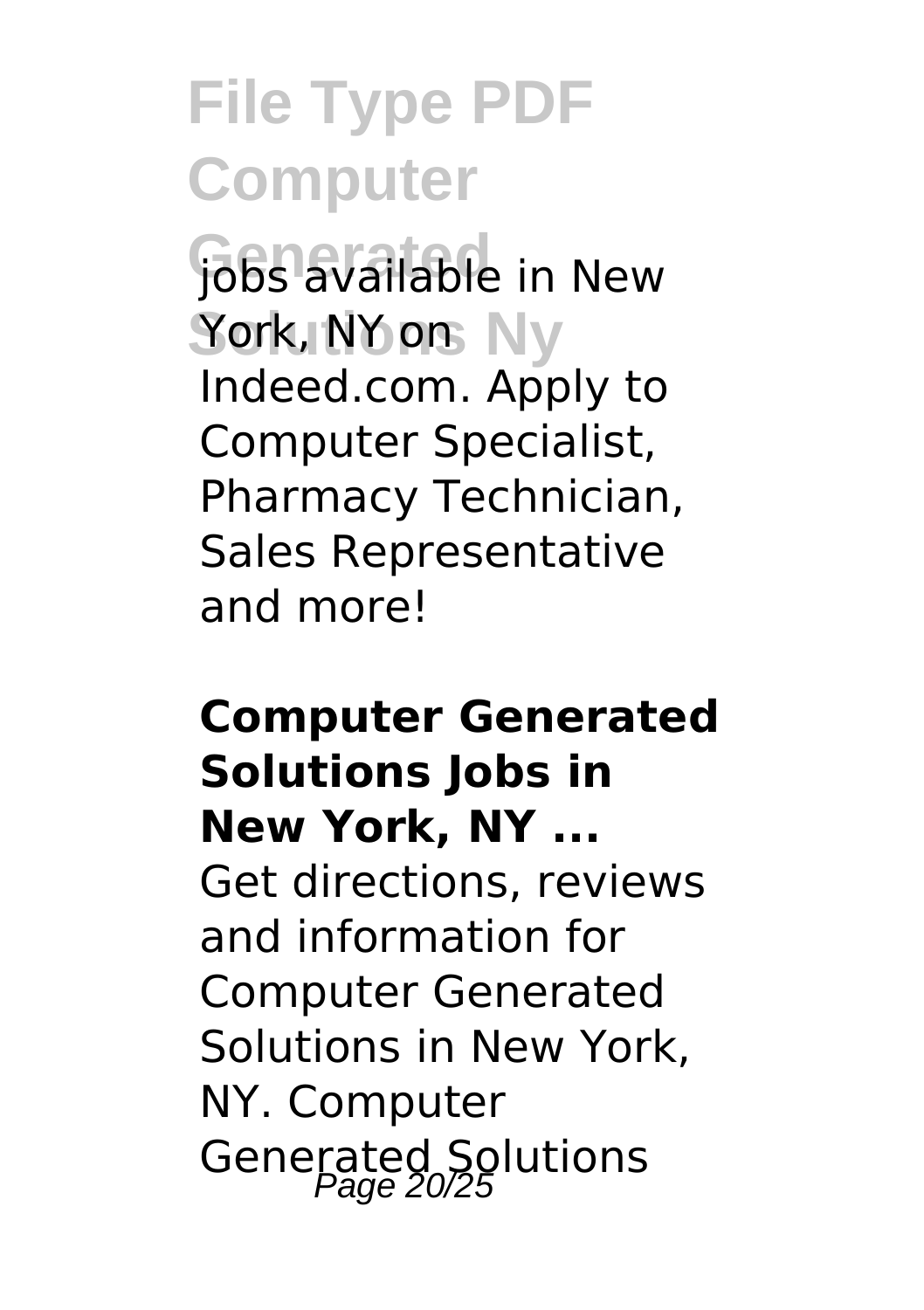jobs available in New York, NY on Indeed.com. Apply to Computer Specialist, Pharmacy Technician, Sales Representative and more!

**Computer Generated Solutions Jobs in New York, NY ...**

Get directions, reviews and information for Computer Generated Solutions in New York, NY. Computer Generated Solutions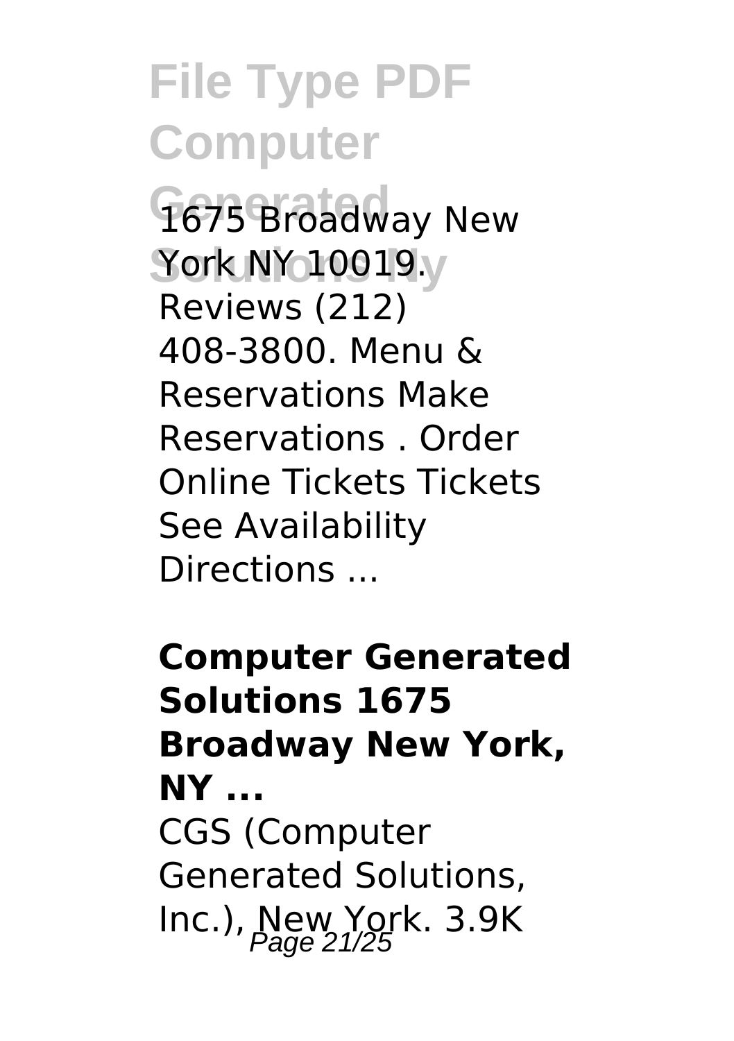1675 Broadway New York NY 10019. Reviews (212) 408-3800. Menu & Reservations Make Reservations . Order Online Tickets Tickets See Availability Directions ...

**Computer Generated Solutions 1675 Broadway New York, NY ...**

CGS (Computer Generated Solutions, Inc.), New York. 3.9K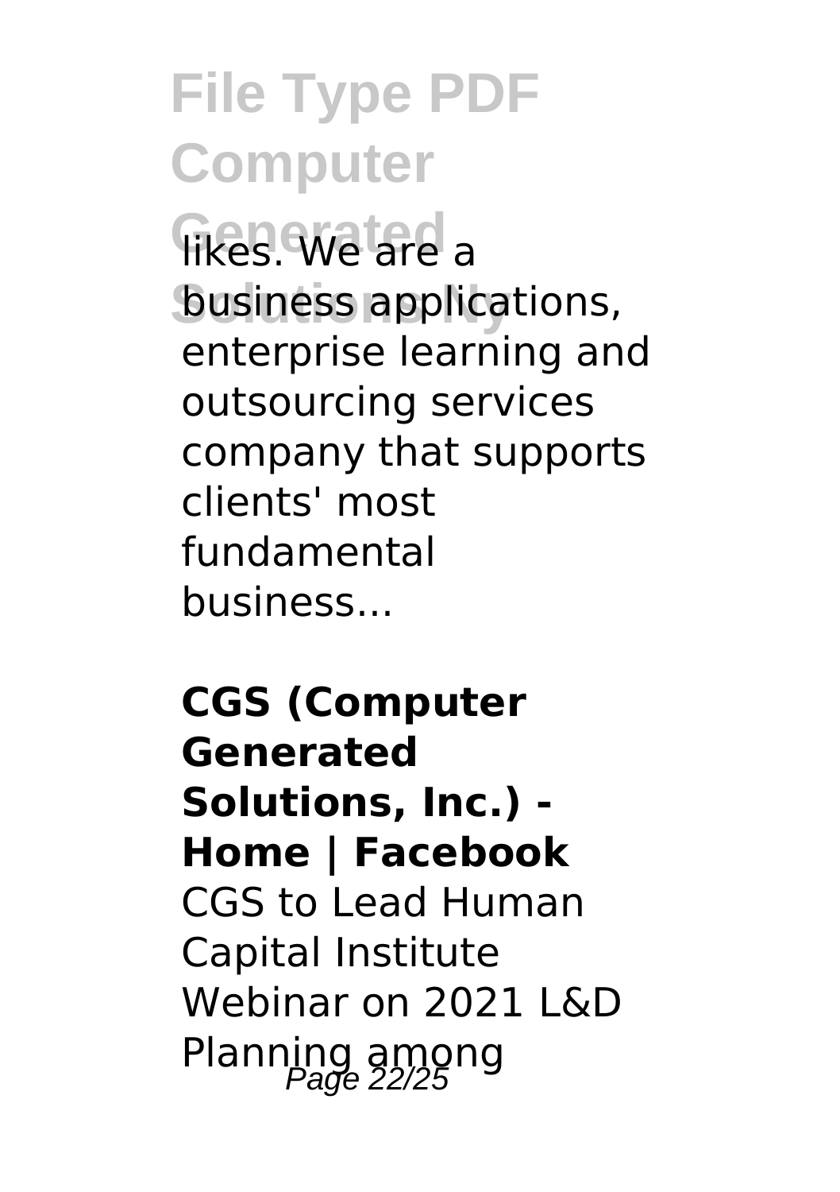likes. We are a business applications, enterprise learning and outsourcing services company that supports clients' most fundamental business...

**CGS (Computer Generated Solutions, Inc.) - Home | Facebook**
CGS to Lead Human Capital Institute Webinar on 2021 L&D Planning among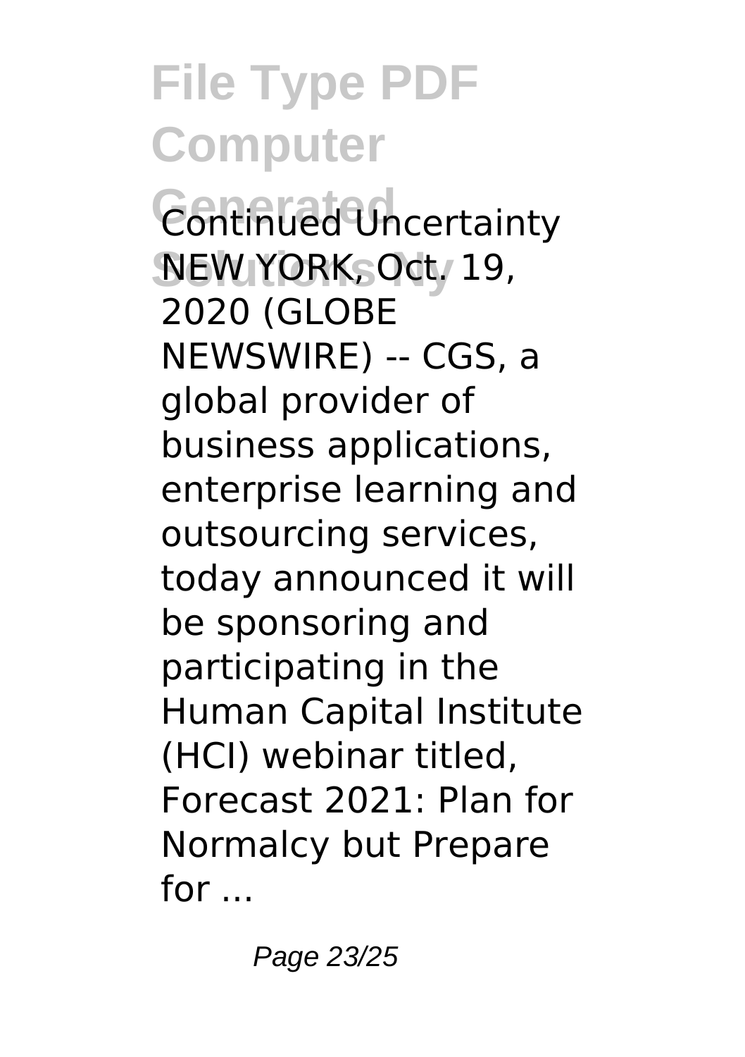Continued Uncertainty NEW YORK, Oct. 19, 2020 (GLOBE NEWSWIRE) -- CGS, a global provider of business applications, enterprise learning and outsourcing services, today announced it will be sponsoring and participating in the Human Capital Institute (HCI) webinar titled, Forecast 2021: Plan for Normalcy but Prepare for ...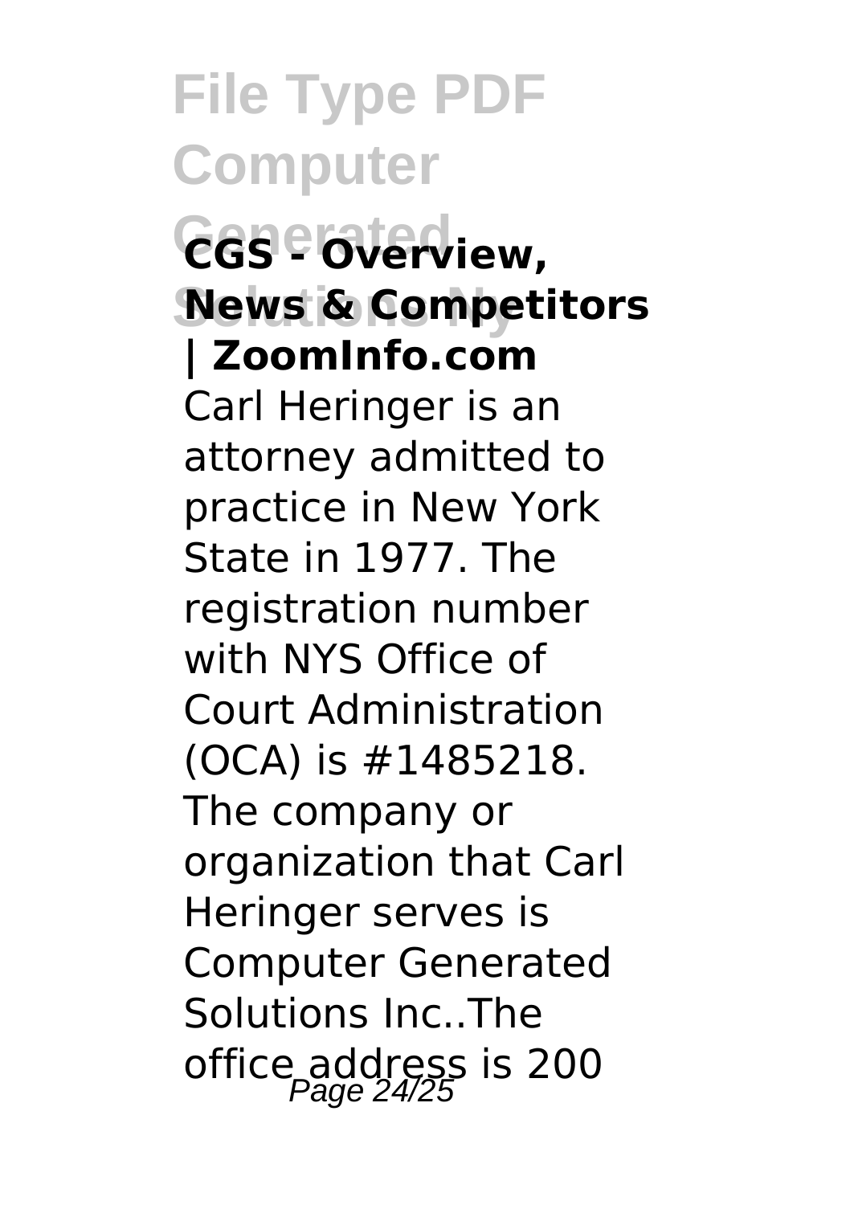## CGS - Overview, News & Competitors | ZoomInfo.com

Carl Heringer is an attorney admitted to practice in New York State in 1977. The registration number with NYS Office of Court Administration (OCA) is #1485218. The company or organization that Carl Heringer serves is Computer Generated Solutions Inc..The office address is 200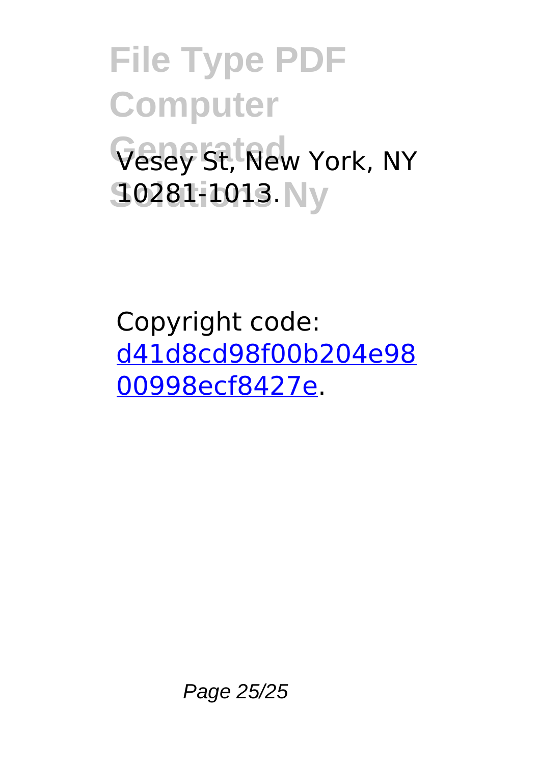Vesey St, New York, NY 10281-1013.

Copyright code: d41d8cd98f00b204e9800998ecf8427e.